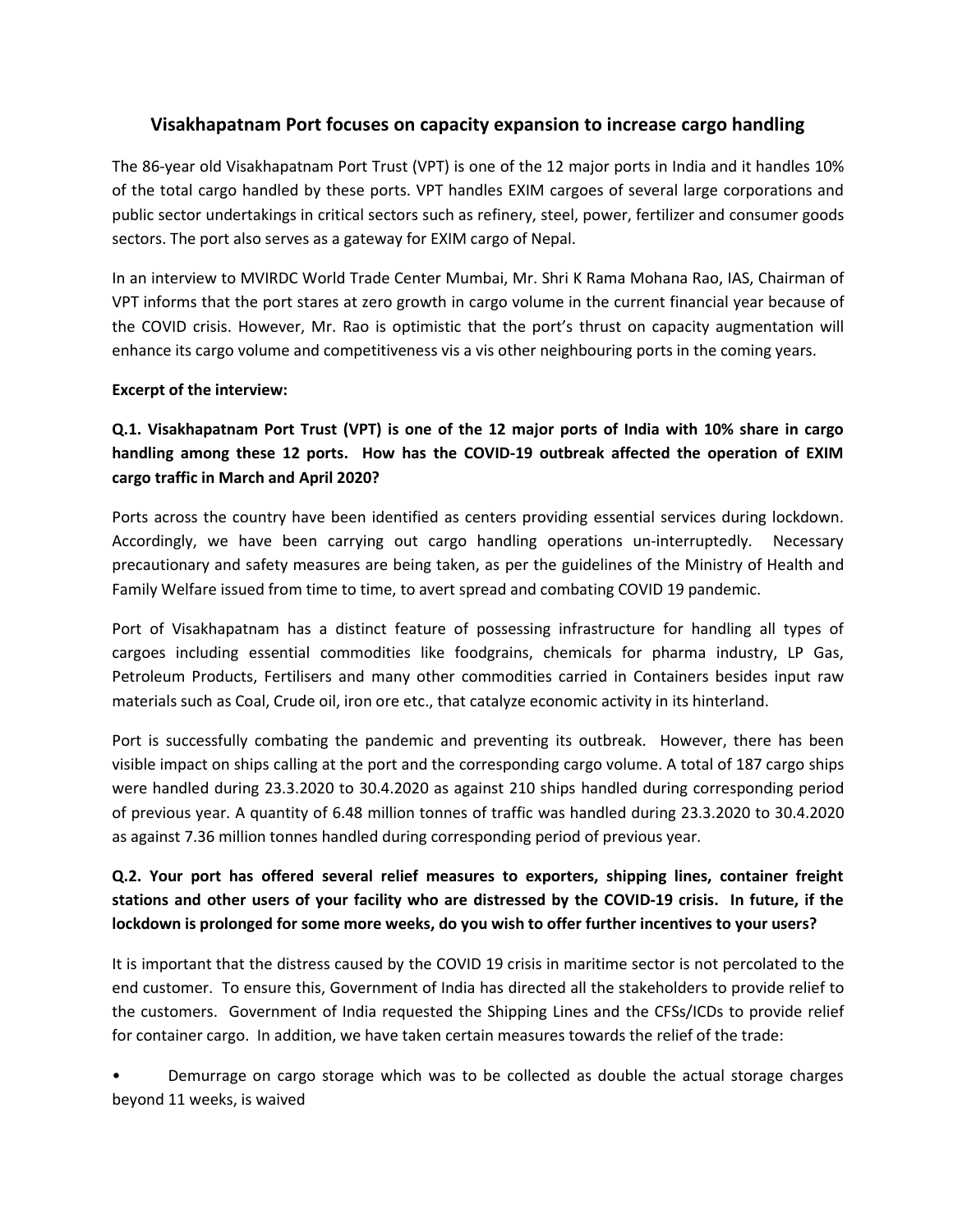# Visakhapatnam Port focuses on capacity expansion to increase cargo handling

The 86-year old Visakhapatnam Port Trust (VPT) is one of the 12 major ports in India and it handles 10% of the total cargo handled by these ports. VPT handles EXIM cargoes of several large corporations and public sector undertakings in critical sectors such as refinery, steel, power, fertilizer and consumer goods sectors. The port also serves as a gateway for EXIM cargo of Nepal.

In an interview to MVIRDC World Trade Center Mumbai, Mr. Shri K Rama Mohana Rao, IAS, Chairman of VPT informs that the port stares at zero growth in cargo volume in the current financial year because of the COVID crisis. However, Mr. Rao is optimistic that the port's thrust on capacity augmentation will enhance its cargo volume and competitiveness vis a vis other neighbouring ports in the coming years.

**Excerpt of the interview:**

**Q.1. Visakhapatnam Port Trust (VPT) is one of the 12 major ports of India with 10% share in cargo handling among these 12 ports. How has the COVID-19 outbreak affected the operation of EXIM cargo traffic in March and April 2020?**

Ports across the country have been identified as centers providing essential services during lockdown. Accordingly, we have been carrying out cargo handling operations un-interruptedly. Necessary precautionary and safety measures are being taken, as per the guidelines of the Ministry of Health and Family Welfare issued from time to time, to avert spread and combating COVID 19 pandemic.

Port of Visakhapatnam has a distinct feature of possessing infrastructure for handling all types of cargoes including essential commodities like foodgrains, chemicals for pharma industry, LP Gas, Petroleum Products, Fertilisers and many other commodities carried in Containers besides input raw materials such as Coal, Crude oil, iron ore etc., that catalyze economic activity in its hinterland.

Port is successfully combating the pandemic and preventing its outbreak. However, there has been visible impact on ships calling at the port and the corresponding cargo volume. A total of 187 cargo ships were handled during 23.3.2020 to 30.4.2020 as against 210 ships handled during corresponding period of previous year. A quantity of 6.48 million tonnes of traffic was handled during 23.3.2020 to 30.4.2020 as against 7.36 million tonnes handled during corresponding period of previous year.

**Q.2. Your port has offered several relief measures to exporters, shipping lines, container freight stations and other users of your facility who are distressed by the COVID-19 crisis. In future, if the lockdown is prolonged for some more weeks, do you wish to offer further incentives to your users?**

It is important that the distress caused by the COVID 19 crisis in maritime sector is not percolated to the end customer. To ensure this, Government of India has directed all the stakeholders to provide relief to the customers. Government of India requested the Shipping Lines and the CFSs/ICDs to provide relief for container cargo. In addition, we have taken certain measures towards the relief of the trade:

- Demurrage on cargo storage which was to be collected as double the actual storage charges beyond 11 weeks, is waived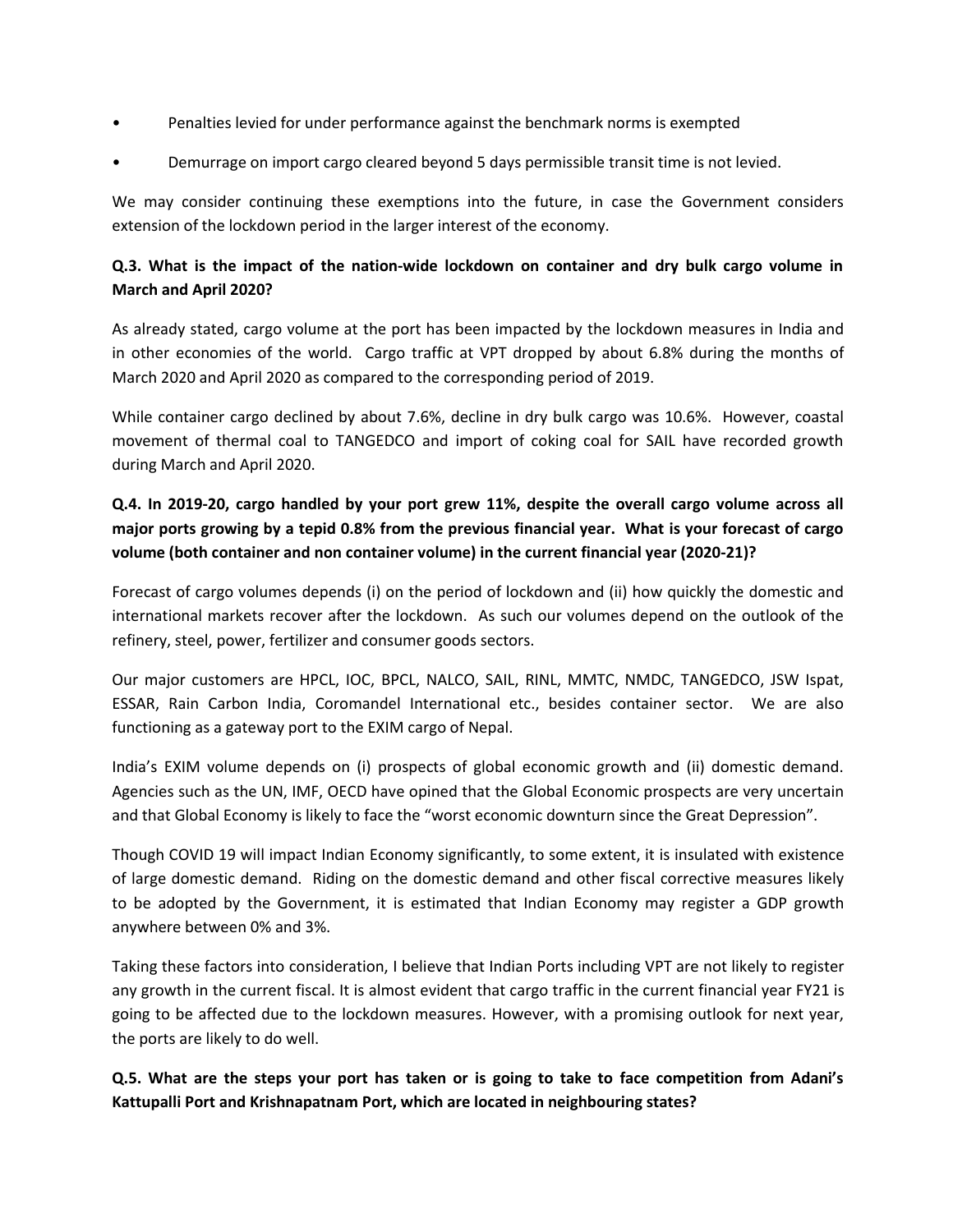- Penalties levied for under performance against the benchmark norms is exempted
- Demurrage on import cargo cleared beyond 5 days permissible transit time is not levied.

We may consider continuing these exemptions into the future, in case the Government considers extension of the lockdown period in the larger interest of the economy.

**Q.3. What is the impact of the nation-wide lockdown on container and dry bulk cargo volume in March and April 2020?**

As already stated, cargo volume at the port has been impacted by the lockdown measures in India and in other economies of the world. Cargo traffic at VPT dropped by about 6.8% during the months of March 2020 and April 2020 as compared to the corresponding period of 2019.

While container cargo declined by about 7.6%, decline in dry bulk cargo was 10.6%. However, coastal movement of thermal coal to TANGEDCO and import of coking coal for SAIL have recorded growth during March and April 2020.

**Q.4. In 2019-20, cargo handled by your port grew 11%, despite the overall cargo volume across all major ports growing by a tepid 0.8% from the previous financial year. What is your forecast of cargo volume (both container and non container volume) in the current financial year (2020-21)?**

Forecast of cargo volumes depends (i) on the period of lockdown and (ii) how quickly the domestic and international markets recover after the lockdown. As such our volumes depend on the outlook of the refinery, steel, power, fertilizer and consumer goods sectors.

Our major customers are HPCL, IOC, BPCL, NALCO, SAIL, RINL, MMTC, NMDC, TANGEDCO, JSW Ispat, ESSAR, Rain Carbon India, Coromandel International etc., besides container sector. We are also functioning as a gateway port to the EXIM cargo of Nepal.

India's EXIM volume depends on (i) prospects of global economic growth and (ii) domestic demand. Agencies such as the UN, IMF, OECD have opined that the Global Economic prospects are very uncertain and that Global Economy is likely to face the "worst economic downturn since the Great Depression".

Though COVID 19 will impact Indian Economy significantly, to some extent, it is insulated with existence of large domestic demand. Riding on the domestic demand and other fiscal corrective measures likely to be adopted by the Government, it is estimated that Indian Economy may register a GDP growth anywhere between 0% and 3%.

Taking these factors into consideration, I believe that Indian Ports including VPT are not likely to register any growth in the current fiscal. It is almost evident that cargo traffic in the current financial year FY21 is going to be affected due to the lockdown measures. However, with a promising outlook for next year, the ports are likely to do well.

**Q.5. What are the steps your port has taken or is going to take to face competition from Adani's Kattupalli Port and Krishnapatnam Port, which are located in neighbouring states?**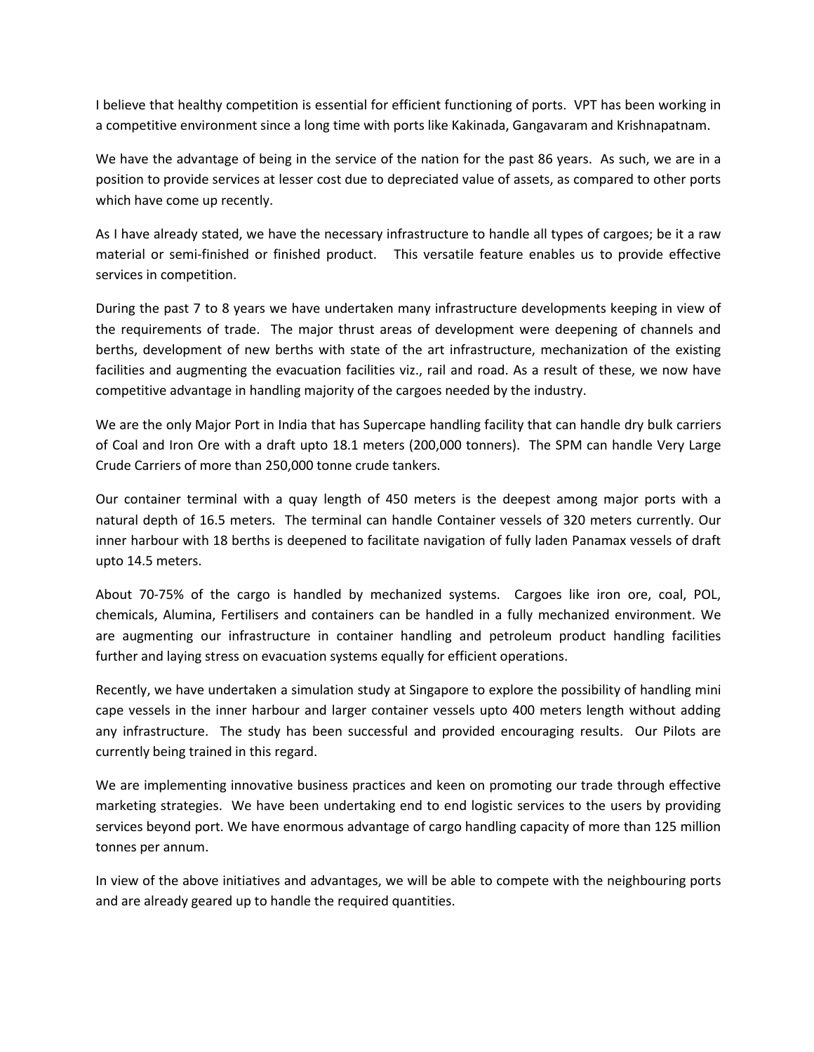I believe that healthy competition is essential for efficient functioning of ports. VPT has been working in a competitive environment since a long time with ports like Kakinada, Gangavaram and Krishnapatnam.

We have the advantage of being in the service of the nation for the past 86 years. As such, we are in a position to provide services at lesser cost due to depreciated value of assets, as compared to other ports which have come up recently.

As I have already stated, we have the necessary infrastructure to handle all types of cargoes; be it a raw material or semi-finished or finished product. This versatile feature enables us to provide effective services in competition.

During the past 7 to 8 years we have undertaken many infrastructure developments keeping in view of the requirements of trade. The major thrust areas of development were deepening of channels and berths, development of new berths with state of the art infrastructure, mechanization of the existing facilities and augmenting the evacuation facilities viz., rail and road. As a result of these, we now have competitive advantage in handling majority of the cargoes needed by the industry.

We are the only Major Port in India that has Supercape handling facility that can handle dry bulk carriers of Coal and Iron Ore with a draft upto 18.1 meters (200,000 tonners). The SPM can handle Very Large Crude Carriers of more than 250,000 tonne crude tankers.

Our container terminal with a quay length of 450 meters is the deepest among major ports with a natural depth of 16.5 meters. The terminal can handle Container vessels of 320 meters currently. Our inner harbour with 18 berths is deepened to facilitate navigation of fully laden Panamax vessels of draft upto 14.5 meters.

About 70-75% of the cargo is handled by mechanized systems. Cargoes like iron ore, coal, POL, chemicals, Alumina, Fertilisers and containers can be handled in a fully mechanized environment. We are augmenting our infrastructure in container handling and petroleum product handling facilities further and laying stress on evacuation systems equally for efficient operations.

Recently, we have undertaken a simulation study at Singapore to explore the possibility of handling mini cape vessels in the inner harbour and larger container vessels upto 400 meters length without adding any infrastructure. The study has been successful and provided encouraging results. Our Pilots are currently being trained in this regard.

We are implementing innovative business practices and keen on promoting our trade through effective marketing strategies. We have been undertaking end to end logistic services to the users by providing services beyond port. We have enormous advantage of cargo handling capacity of more than 125 million tonnes per annum.

In view of the above initiatives and advantages, we will be able to compete with the neighbouring ports and are already geared up to handle the required quantities.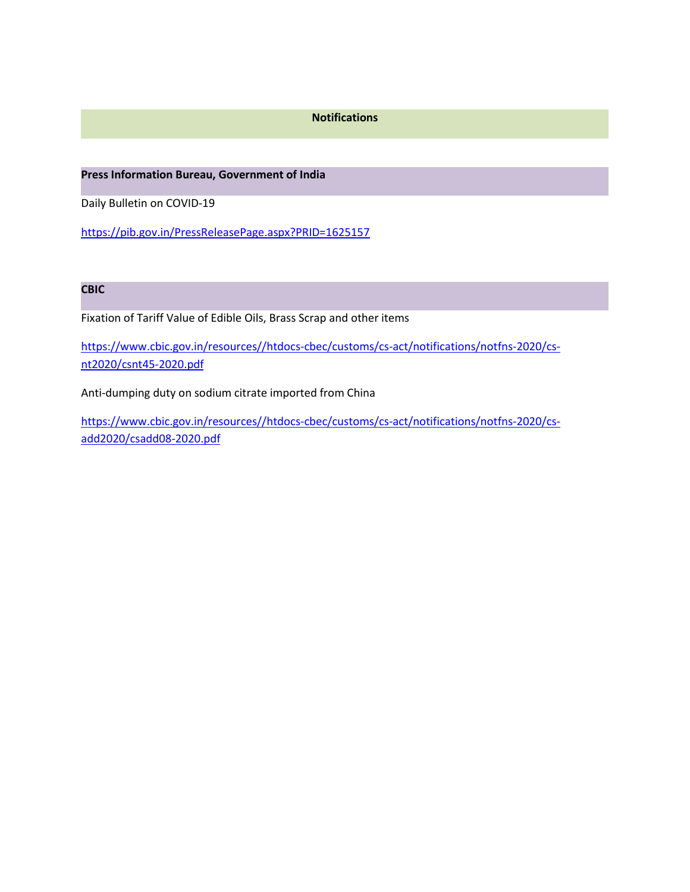## Notifications

### Press Information Bureau, Government of India

Daily Bulletin on COVID-19

https://pib.gov.in/PressReleasePage.aspx?PRID=1625157

### CBIC

Fixation of Tariff Value of Edible Oils, Brass Scrap and other items

https://www.cbic.gov.in/resources//htdocs-cbec/customs/cs-act/notifications/notfns-2020/cs-nt2020/csnt45-2020.pdf

Anti-dumping duty on sodium citrate imported from China

https://www.cbic.gov.in/resources//htdocs-cbec/customs/cs-act/notifications/notfns-2020/cs-add2020/csadd08-2020.pdf